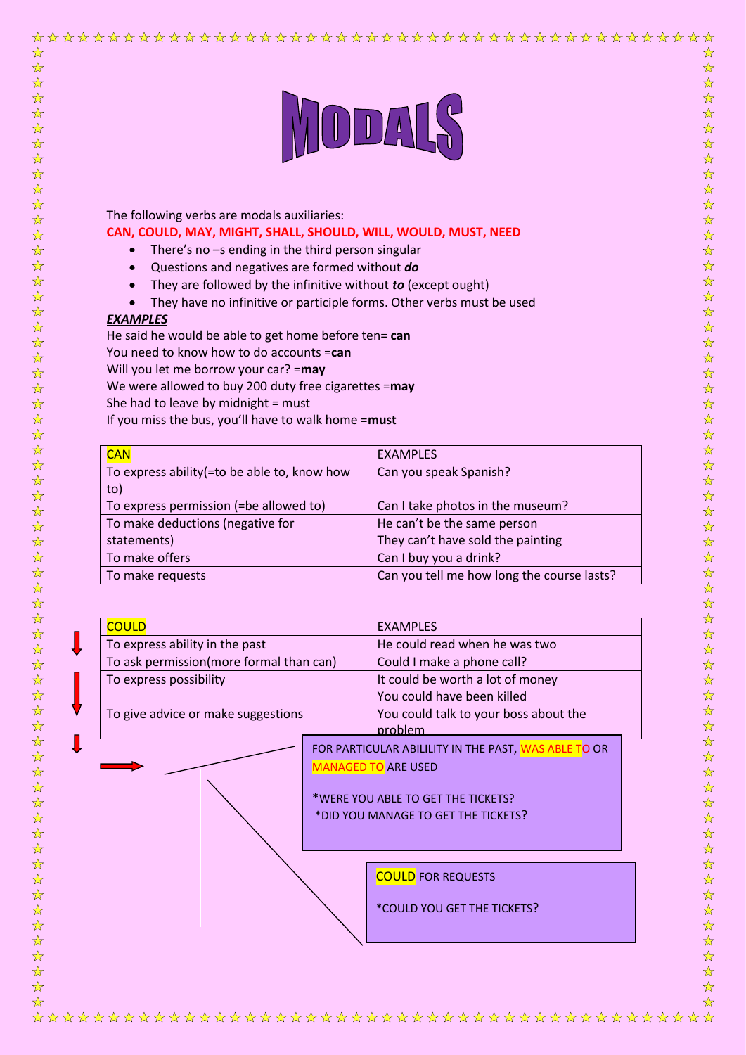# MODALS

The following verbs are modals auxiliaries:

**CAN, COULD, MAY, MIGHT, SHALL, SHOULD, WILL, WOULD, MUST, NEED**

- There's no –s ending in the third person singular
- Questions and negatives are formed without ***do***
- They are followed by the infinitive without ***to*** (except ought)
- They have no infinitive or participle forms. Other verbs must be used

***EXAMPLES***

He said he would be able to get home before ten= **can**
You need to know how to do accounts =**can**
Will you let me borrow your car? =**may**
We were allowed to buy 200 duty free cigarettes =**may**
She had to leave by midnight = must
If you miss the bus, you'll have to walk home =**must**

| CAN | EXAMPLES |
|---|---|
| To express ability(=to be able to, know how to) | Can you speak Spanish? |
| To express permission (=be allowed to) | Can I take photos in the museum? |
| To make deductions (negative for statements) | He can't be the same person<br>They can't have sold the painting |
| To make offers | Can I buy you a drink? |
| To make requests | Can you tell me how long the course lasts? |

| COULD | EXAMPLES |
|---|---|
| To express ability in the past | He could read when he was two |
| To ask permission(more formal than can) | Could I make a phone call? |
| To express possibility | It could be worth a lot of money<br>You could have been killed |
| To give advice or make suggestions | You could talk to your boss about the problem |

FOR PARTICULAR ABILILITY IN THE PAST, WAS ABLE TO OR MANAGED TO ARE USED

*WERE YOU ABLE TO GET THE TICKETS?
*DID YOU MANAGE TO GET THE TICKETS?

COULD FOR REQUESTS

*COULD YOU GET THE TICKETS?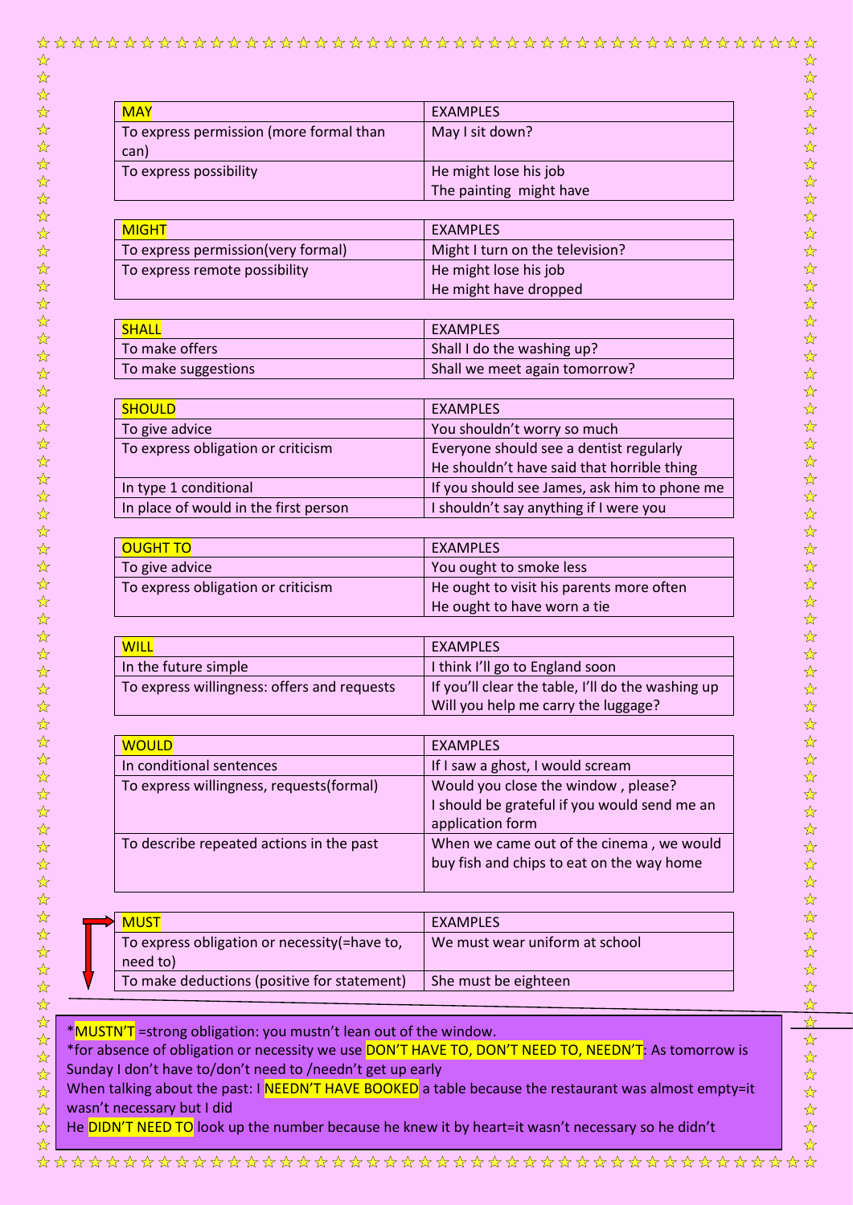| MAY | EXAMPLES |
| --- | --- |
| To express permission (more formal than can) | May I sit down? |
| To express possibility | He might lose his job<br>The painting might have |

| MIGHT | EXAMPLES |
| --- | --- |
| To express permission(very formal) | Might I turn on the television? |
| To express remote possibility | He might lose his job<br>He might have dropped |

| SHALL | EXAMPLES |
| --- | --- |
| To make offers | Shall I do the washing up? |
| To make suggestions | Shall we meet again tomorrow? |

| SHOULD | EXAMPLES |
| --- | --- |
| To give advice | You shouldn't worry so much |
| To express obligation or criticism | Everyone should see a dentist regularly<br>He shouldn't have said that horrible thing |
| In type 1 conditional | If you should see James, ask him to phone me |
| In place of would in the first person | I shouldn't say anything if I were you |

| OUGHT TO | EXAMPLES |
| --- | --- |
| To give advice | You ought to smoke less |
| To express obligation or criticism | He ought to visit his parents more often<br>He ought to have worn a tie |

| WILL | EXAMPLES |
| --- | --- |
| In the future simple | I think I'll go to England soon |
| To express willingness: offers and requests | If you'll clear the table, I'll do the washing up<br>Will you help me carry the luggage? |

| WOULD | EXAMPLES |
| --- | --- |
| In conditional sentences | If I saw a ghost, I would scream |
| To express willingness, requests(formal) | Would you close the window , please?<br>I should be grateful if you would send me an application form |
| To describe repeated actions in the past | When we came out of the cinema , we would buy fish and chips to eat on the way home |

| MUST | EXAMPLES |
| --- | --- |
| To express obligation or necessity(=have to, need to) | We must wear uniform at school |
| To make deductions (positive for statement) | She must be eighteen |

*MUSTN'T =strong obligation: you mustn't lean out of the window.
*for absence of obligation or necessity we use DON'T HAVE TO, DON'T NEED TO, NEEDN'T: As tomorrow is Sunday I don't have to/don't need to /needn't get up early
When talking about the past: I NEEDN'T HAVE BOOKED a table because the restaurant was almost empty=it wasn't necessary but I did
He DIDN'T NEED TO look up the number because he knew it by heart=it wasn't necessary so he didn't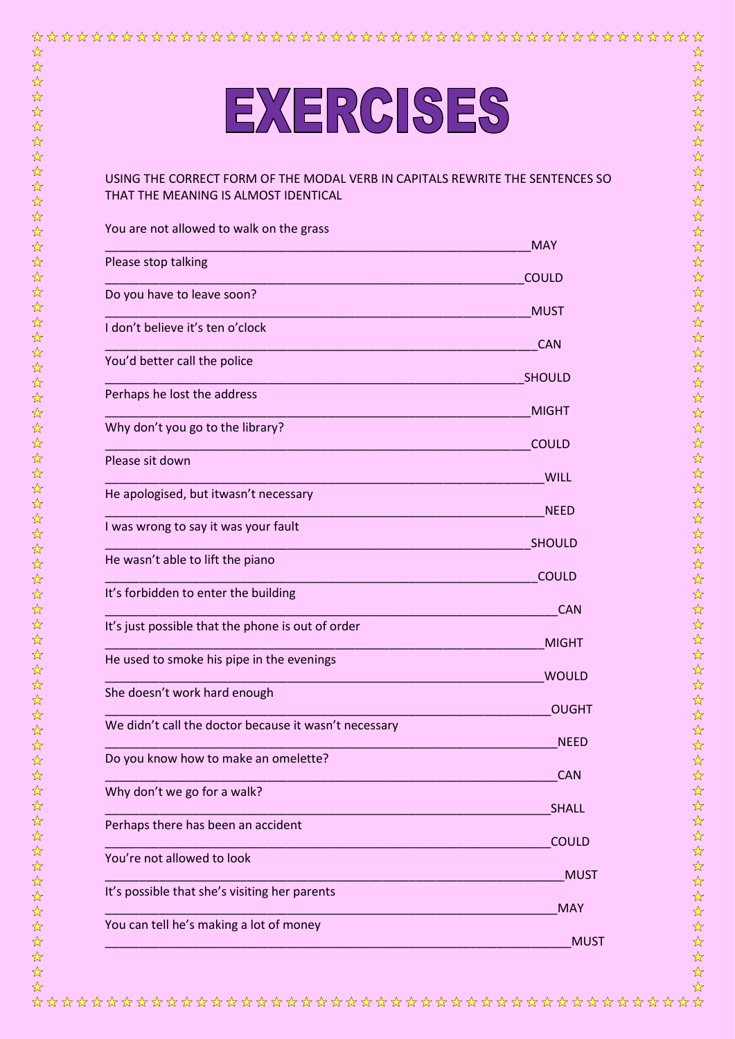# EXERCISES

USING THE CORRECT FORM OF THE MODAL VERB IN CAPITALS REWRITE THE SENTENCES SO THAT THE MEANING IS ALMOST IDENTICAL

You are not allowed to walk on the grass

_____________________________________________________________MAY

Please stop talking

_____________________________________________________________COULD

Do you have to leave soon?

_____________________________________________________________MUST

I don't believe it's ten o'clock

_____________________________________________________________CAN

You'd better call the police

_____________________________________________________________SHOULD

Perhaps he lost the address

_____________________________________________________________MIGHT

Why don't you go to the library?

_____________________________________________________________COULD

Please sit down

_____________________________________________________________WILL

He apologised, but itwasn't necessary

_____________________________________________________________NEED

I was wrong to say it was your fault

_____________________________________________________________SHOULD

He wasn't able to lift the piano

_____________________________________________________________COULD

It's forbidden to enter the building

_____________________________________________________________CAN

It's just possible that the phone is out of order

_____________________________________________________________MIGHT

He used to smoke his pipe in the evenings

_____________________________________________________________WOULD

She doesn't work hard enough

_____________________________________________________________OUGHT

We didn't call the doctor because it wasn't necessary

_____________________________________________________________NEED

Do you know how to make an omelette?

_____________________________________________________________CAN

Why don't we go for a walk?

_____________________________________________________________SHALL

Perhaps there has been an accident

_____________________________________________________________COULD

You're not allowed to look

_____________________________________________________________MUST

It's possible that she's visiting her parents

_____________________________________________________________MAY

You can tell he's making a lot of money

_____________________________________________________________MUST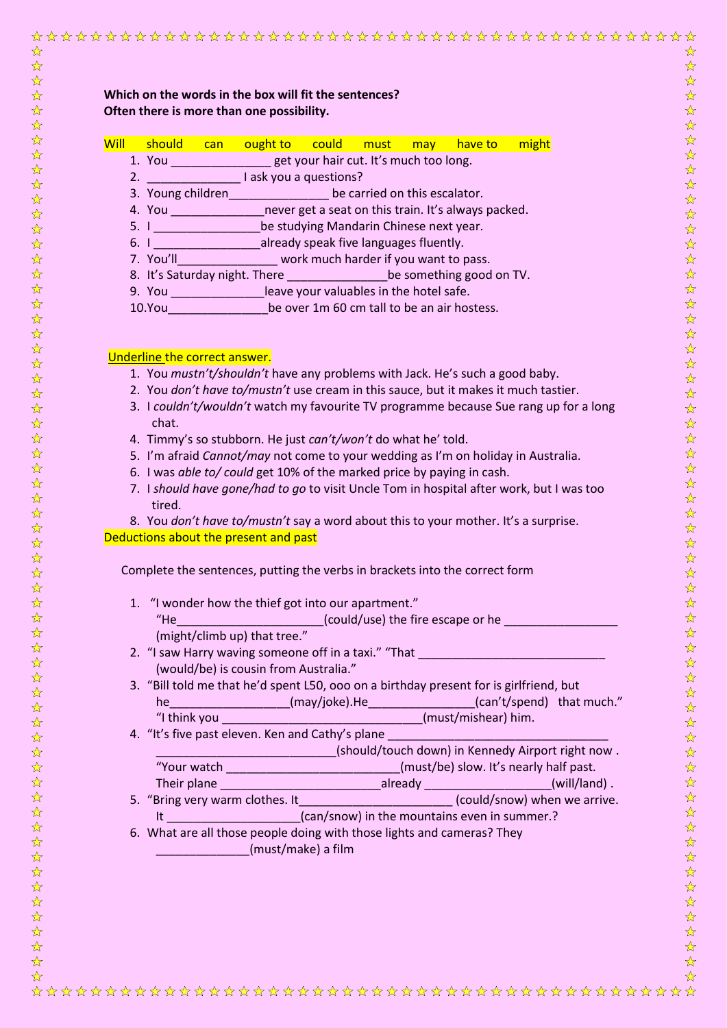**Which on the words in the box will fit the sentences?**
**Often there is more than one possibility.**

Will should can ought to could must may have to might

1. You _______________ get your hair cut. It's much too long.
2. ______________ I ask you a questions?
3. Young children_______________ be carried on this escalator.
4. You ______________never get a seat on this train. It's always packed.
5. I ________________be studying Mandarin Chinese next year.
6. I ________________already speak five languages fluently.
7. You'll_______________ work much harder if you want to pass.
8. It's Saturday night. There _______________be something good on TV.
9. You ______________leave your valuables in the hotel safe.
10. You_______________be over 1m 60 cm tall to be an air hostess.

Underline the correct answer.

1. You *mustn't/shouldn't* have any problems with Jack. He's such a good baby.
2. You *don't have to/mustn't* use cream in this sauce, but it makes it much tastier.
3. I *couldn't/wouldn't* watch my favourite TV programme because Sue rang up for a long chat.
4. Timmy's so stubborn. He just *can't/won't* do what he' told.
5. I'm afraid *Cannot/may* not come to your wedding as I'm on holiday in Australia.
6. I was *able to/ could* get 10% of the marked price by paying in cash.
7. I *should have gone/had to go* to visit Uncle Tom in hospital after work, but I was too tired.
8. You *don't have to/mustn't* say a word about this to your mother. It's a surprise.

Deductions about the present and past

Complete the sentences, putting the verbs in brackets into the correct form

1. "I wonder how the thief got into our apartment."
   "He______________________(could/use) the fire escape or he _________________ (might/climb up) that tree."
2. "I saw Harry waving someone off in a taxi." "That _____________________________ (would/be) is cousin from Australia."
3. "Bill told me that he'd spent L50, ooo on a birthday present for is girlfriend, but he__________________(may/joke).He________________(can't/spend) that much."
   "I think you _______________________________(must/mishear) him.
4. "It's five past eleven. Ken and Cathy's plane _________________________________ ___________________________(should/touch down) in Kennedy Airport right now .
   "Your watch __________________________(must/be) slow. It's nearly half past.
   Their plane ________________________already ___________________(will/land) .
5. "Bring very warm clothes. It_______________________ (could/snow) when we arrive.
   It ____________________(can/snow) in the mountains even in summer.?
6. What are all those people doing with those lights and cameras? They ______________(must/make) a film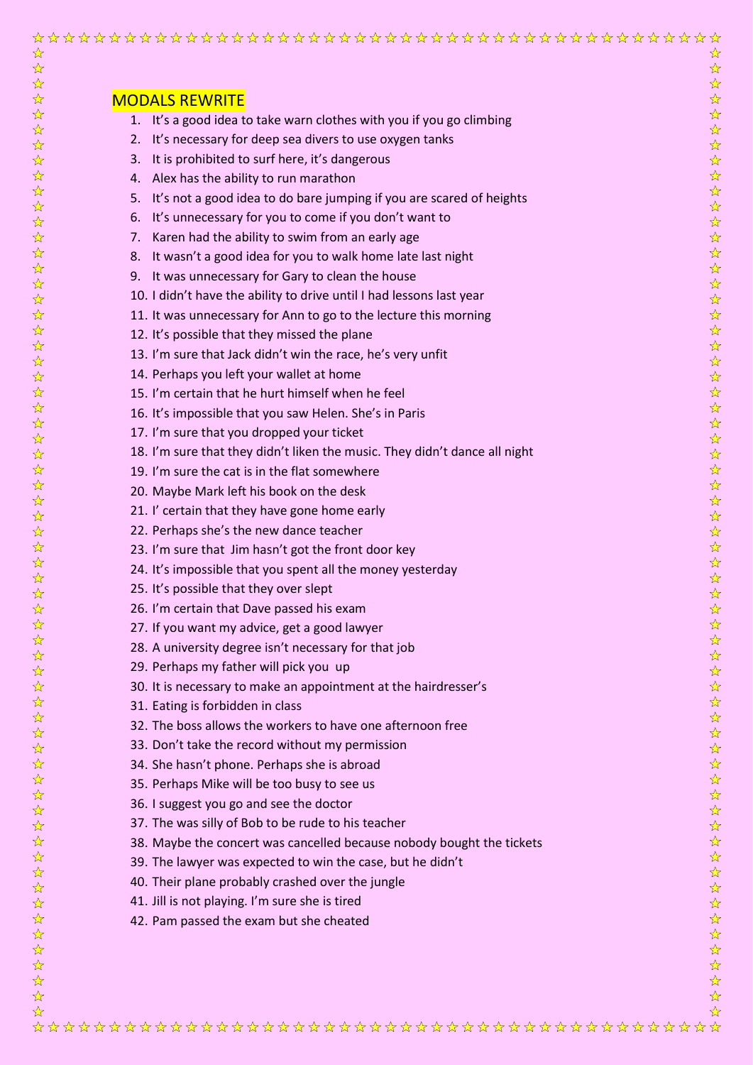## MODALS REWRITE

1. It's a good idea to take warn clothes with you if you go climbing
2. It's necessary for deep sea divers to use oxygen tanks
3. It is prohibited to surf here, it's dangerous
4. Alex has the ability to run marathon
5. It's not a good idea to do bare jumping if you are scared of heights
6. It's unnecessary for you to come if you don't want to
7. Karen had the ability to swim from an early age
8. It wasn't a good idea for you to walk home late last night
9. It was unnecessary for Gary to clean the house
10. I didn't have the ability to drive until I had lessons last year
11. It was unnecessary for Ann to go to the lecture this morning
12. It's possible that they missed the plane
13. I'm sure that Jack didn't win the race, he's very unfit
14. Perhaps you left your wallet at home
15. I'm certain that he hurt himself when he feel
16. It's impossible that you saw Helen. She's in Paris
17. I'm sure that you dropped your ticket
18. I'm sure that they didn't liken the music. They didn't dance all night
19. I'm sure the cat is in the flat somewhere
20. Maybe Mark left his book on the desk
21. I' certain that they have gone home early
22. Perhaps she's the new dance teacher
23. I'm sure that Jim hasn't got the front door key
24. It's impossible that you spent all the money yesterday
25. It's possible that they over slept
26. I'm certain that Dave passed his exam
27. If you want my advice, get a good lawyer
28. A university degree isn't necessary for that job
29. Perhaps my father will pick you up
30. It is necessary to make an appointment at the hairdresser's
31. Eating is forbidden in class
32. The boss allows the workers to have one afternoon free
33. Don't take the record without my permission
34. She hasn't phone. Perhaps she is abroad
35. Perhaps Mike will be too busy to see us
36. I suggest you go and see the doctor
37. The was silly of Bob to be rude to his teacher
38. Maybe the concert was cancelled because nobody bought the tickets
39. The lawyer was expected to win the case, but he didn't
40. Their plane probably crashed over the jungle
41. Jill is not playing. I'm sure she is tired
42. Pam passed the exam but she cheated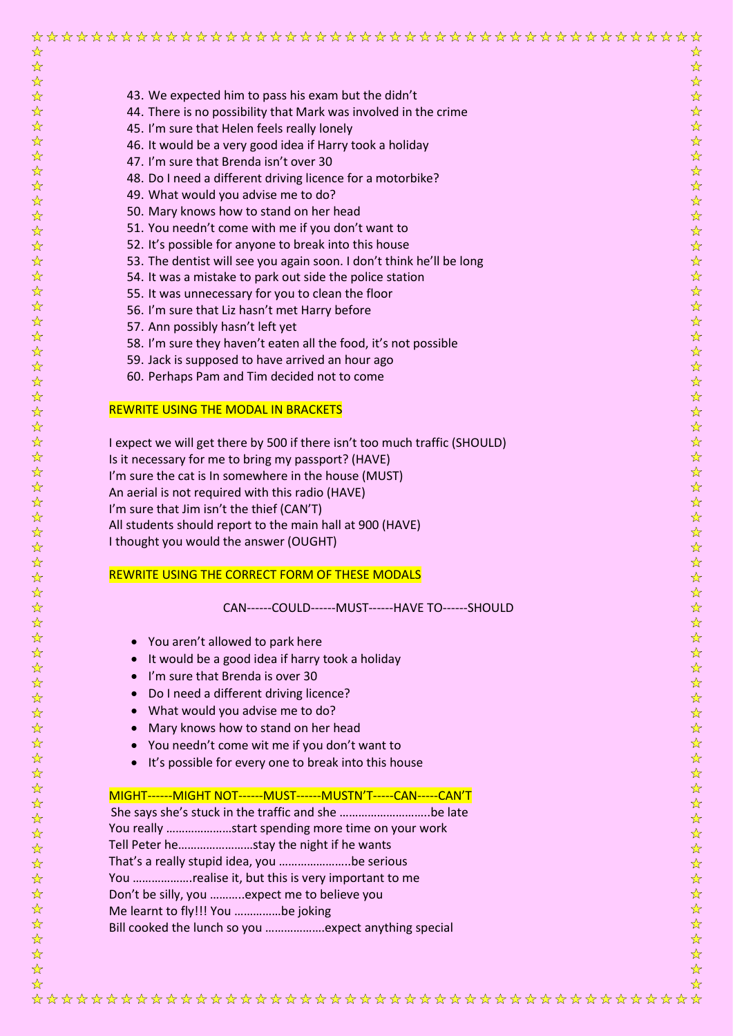43. We expected him to pass his exam but the didn't
44. There is no possibility that Mark was involved in the crime
45. I'm sure that Helen feels really lonely
46. It would be a very good idea if Harry took a holiday
47. I'm sure that Brenda isn't over 30
48. Do I need a different driving licence for a motorbike?
49. What would you advise me to do?
50. Mary knows how to stand on her head
51. You needn't come with me if you don't want to
52. It's possible for anyone to break into this house
53. The dentist will see you again soon. I don't think he'll be long
54. It was a mistake to park out side the police station
55. It was unnecessary for you to clean the floor
56. I'm sure that Liz hasn't met Harry before
57. Ann possibly hasn't left yet
58. I'm sure they haven't eaten all the food, it's not possible
59. Jack is supposed to have arrived an hour ago
60. Perhaps Pam and Tim decided not to come

REWRITE USING THE MODAL IN BRACKETS

I expect we will get there by 500 if there isn't too much traffic (SHOULD)
Is it necessary for me to bring my passport? (HAVE)
I'm sure the cat is In somewhere in the house (MUST)
An aerial is not required with this radio (HAVE)
I'm sure that Jim isn't the thief (CAN'T)
All students should report to the main hall at 900 (HAVE)
I thought you would the answer (OUGHT)

REWRITE USING THE CORRECT FORM OF THESE MODALS

CAN------COULD------MUST------HAVE TO------SHOULD

- You aren't allowed to park here
- It would be a good idea if harry took a holiday
- I'm sure that Brenda is over 30
- Do I need a different driving licence?
- What would you advise me to do?
- Mary knows how to stand on her head
- You needn't come wit me if you don't want to
- It's possible for every one to break into this house

MIGHT------MIGHT NOT------MUST------MUSTN'T-----CAN-----CAN'T

She says she's stuck in the traffic and she ……………………….be late
You really …………………start spending more time on your work
Tell Peter he……………………stay the night if he wants
That's a really stupid idea, you …………………..be serious
You ……………….realise it, but this is very important to me
Don't be silly, you ………..expect me to believe you
Me learnt to fly!!! You ……………be joking
Bill cooked the lunch so you ……………….expect anything special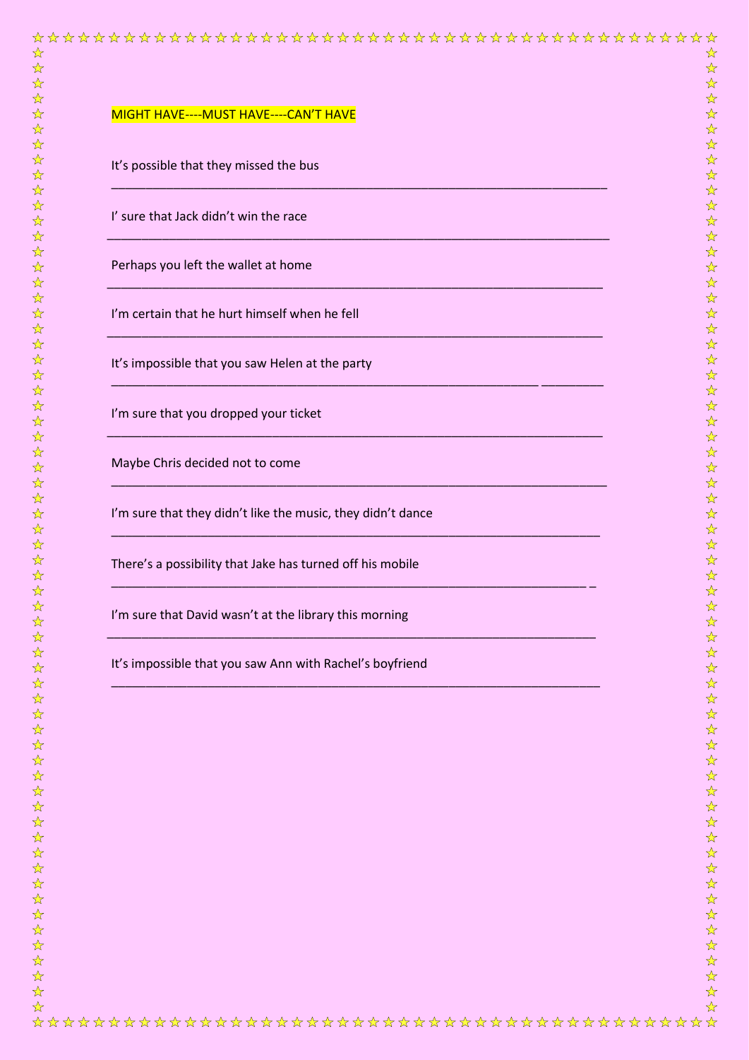MIGHT HAVE----MUST HAVE----CAN'T HAVE

It's possible that they missed the bus

______________________________________________________________________

I' sure that Jack didn't win the race

______________________________________________________________________

Perhaps you left the wallet at home

______________________________________________________________________

I'm certain that he hurt himself when he fell

______________________________________________________________________

It's impossible that you saw Helen at the party

______________________________________________________________________

I'm sure that you dropped your ticket

______________________________________________________________________

Maybe Chris decided not to come

______________________________________________________________________

I'm sure that they didn't like the music, they didn't dance

______________________________________________________________________

There's a possibility that Jake has turned off his mobile

______________________________________________________________________

I'm sure that David wasn't at the library this morning

______________________________________________________________________

It's impossible that you saw Ann with Rachel's boyfriend

______________________________________________________________________